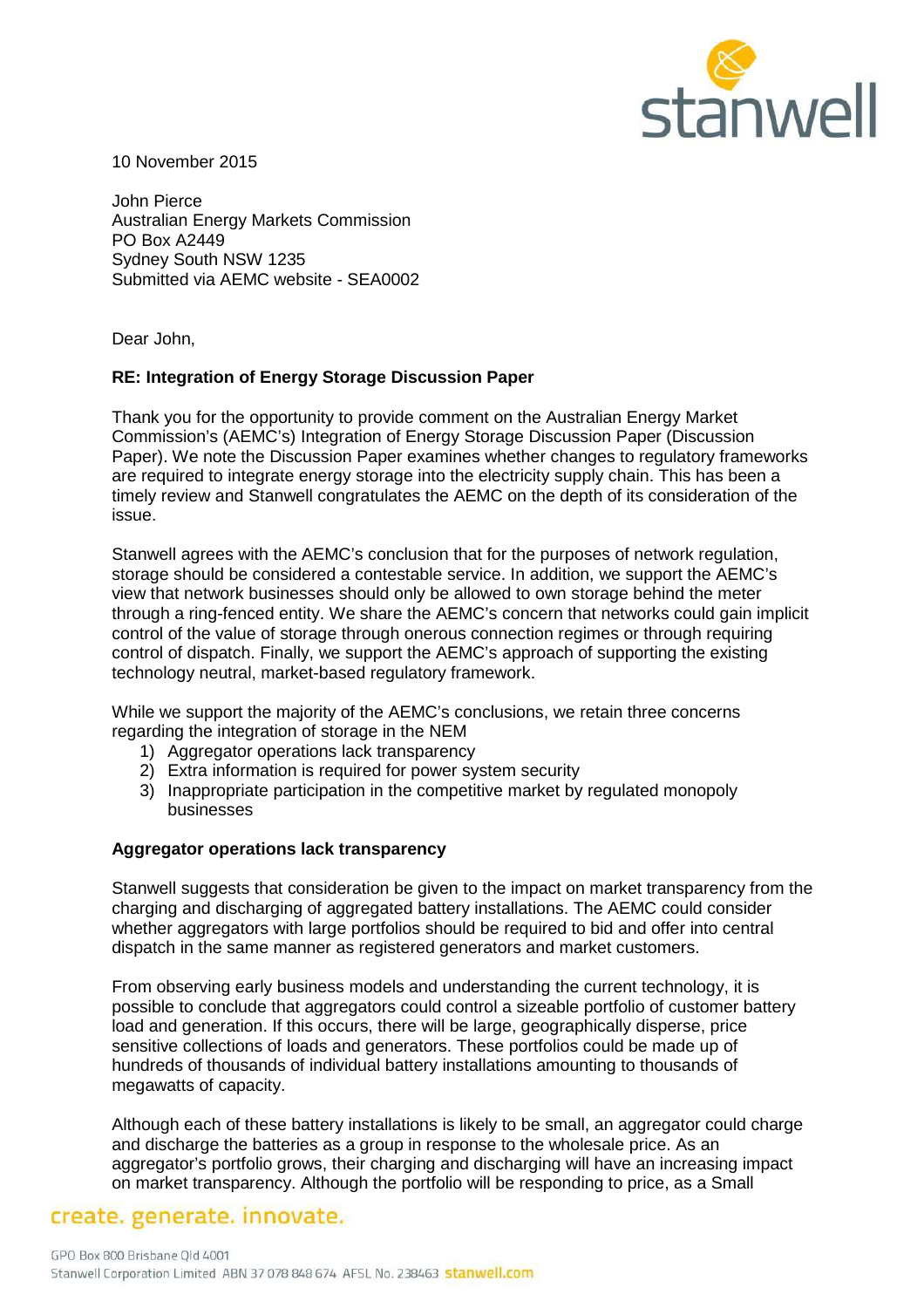10 November 2015

John Pierce
Australian Energy Markets Commission
PO Box A2449
Sydney South NSW 1235
Submitted via AEMC website - SEA0002

Dear John,

**RE: Integration of Energy Storage Discussion Paper**

Thank you for the opportunity to provide comment on the Australian Energy Market Commission's (AEMC's) Integration of Energy Storage Discussion Paper (Discussion Paper). We note the Discussion Paper examines whether changes to regulatory frameworks are required to integrate energy storage into the electricity supply chain. This has been a timely review and Stanwell congratulates the AEMC on the depth of its consideration of the issue.

Stanwell agrees with the AEMC's conclusion that for the purposes of network regulation, storage should be considered a contestable service. In addition, we support the AEMC's view that network businesses should only be allowed to own storage behind the meter through a ring-fenced entity. We share the AEMC's concern that networks could gain implicit control of the value of storage through onerous connection regimes or through requiring control of dispatch. Finally, we support the AEMC's approach of supporting the existing technology neutral, market-based regulatory framework.

While we support the majority of the AEMC's conclusions, we retain three concerns regarding the integration of storage in the NEM

1) Aggregator operations lack transparency
2) Extra information is required for power system security
3) Inappropriate participation in the competitive market by regulated monopoly businesses

**Aggregator operations lack transparency**

Stanwell suggests that consideration be given to the impact on market transparency from the charging and discharging of aggregated battery installations. The AEMC could consider whether aggregators with large portfolios should be required to bid and offer into central dispatch in the same manner as registered generators and market customers.

From observing early business models and understanding the current technology, it is possible to conclude that aggregators could control a sizeable portfolio of customer battery load and generation. If this occurs, there will be large, geographically disperse, price sensitive collections of loads and generators. These portfolios could be made up of hundreds of thousands of individual battery installations amounting to thousands of megawatts of capacity.

Although each of these battery installations is likely to be small, an aggregator could charge and discharge the batteries as a group in response to the wholesale price. As an aggregator's portfolio grows, their charging and discharging will have an increasing impact on market transparency. Although the portfolio will be responding to price, as a Small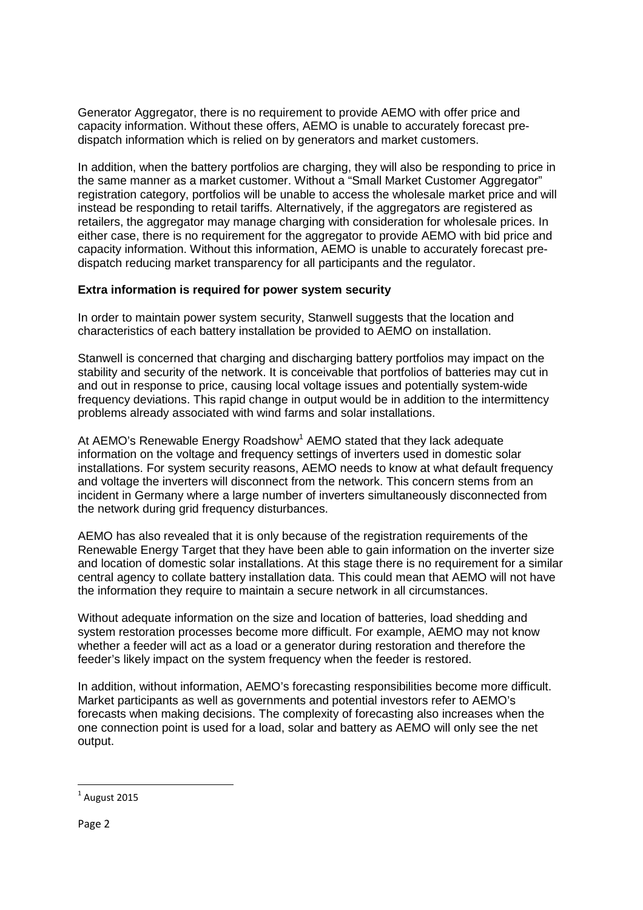Generator Aggregator, there is no requirement to provide AEMO with offer price and capacity information. Without these offers, AEMO is unable to accurately forecast pre-dispatch information which is relied on by generators and market customers.

In addition, when the battery portfolios are charging, they will also be responding to price in the same manner as a market customer. Without a "Small Market Customer Aggregator" registration category, portfolios will be unable to access the wholesale market price and will instead be responding to retail tariffs. Alternatively, if the aggregators are registered as retailers, the aggregator may manage charging with consideration for wholesale prices. In either case, there is no requirement for the aggregator to provide AEMO with bid price and capacity information. Without this information, AEMO is unable to accurately forecast pre-dispatch reducing market transparency for all participants and the regulator.

**Extra information is required for power system security**

In order to maintain power system security, Stanwell suggests that the location and characteristics of each battery installation be provided to AEMO on installation.

Stanwell is concerned that charging and discharging battery portfolios may impact on the stability and security of the network. It is conceivable that portfolios of batteries may cut in and out in response to price, causing local voltage issues and potentially system-wide frequency deviations. This rapid change in output would be in addition to the intermittency problems already associated with wind farms and solar installations.

At AEMO's Renewable Energy Roadshow[1] AEMO stated that they lack adequate information on the voltage and frequency settings of inverters used in domestic solar installations. For system security reasons, AEMO needs to know at what default frequency and voltage the inverters will disconnect from the network. This concern stems from an incident in Germany where a large number of inverters simultaneously disconnected from the network during grid frequency disturbances.

AEMO has also revealed that it is only because of the registration requirements of the Renewable Energy Target that they have been able to gain information on the inverter size and location of domestic solar installations. At this stage there is no requirement for a similar central agency to collate battery installation data. This could mean that AEMO will not have the information they require to maintain a secure network in all circumstances.

Without adequate information on the size and location of batteries, load shedding and system restoration processes become more difficult. For example, AEMO may not know whether a feeder will act as a load or a generator during restoration and therefore the feeder's likely impact on the system frequency when the feeder is restored.

In addition, without information, AEMO's forecasting responsibilities become more difficult. Market participants as well as governments and potential investors refer to AEMO's forecasts when making decisions. The complexity of forecasting also increases when the one connection point is used for a load, solar and battery as AEMO will only see the net output.

---

[1] August 2015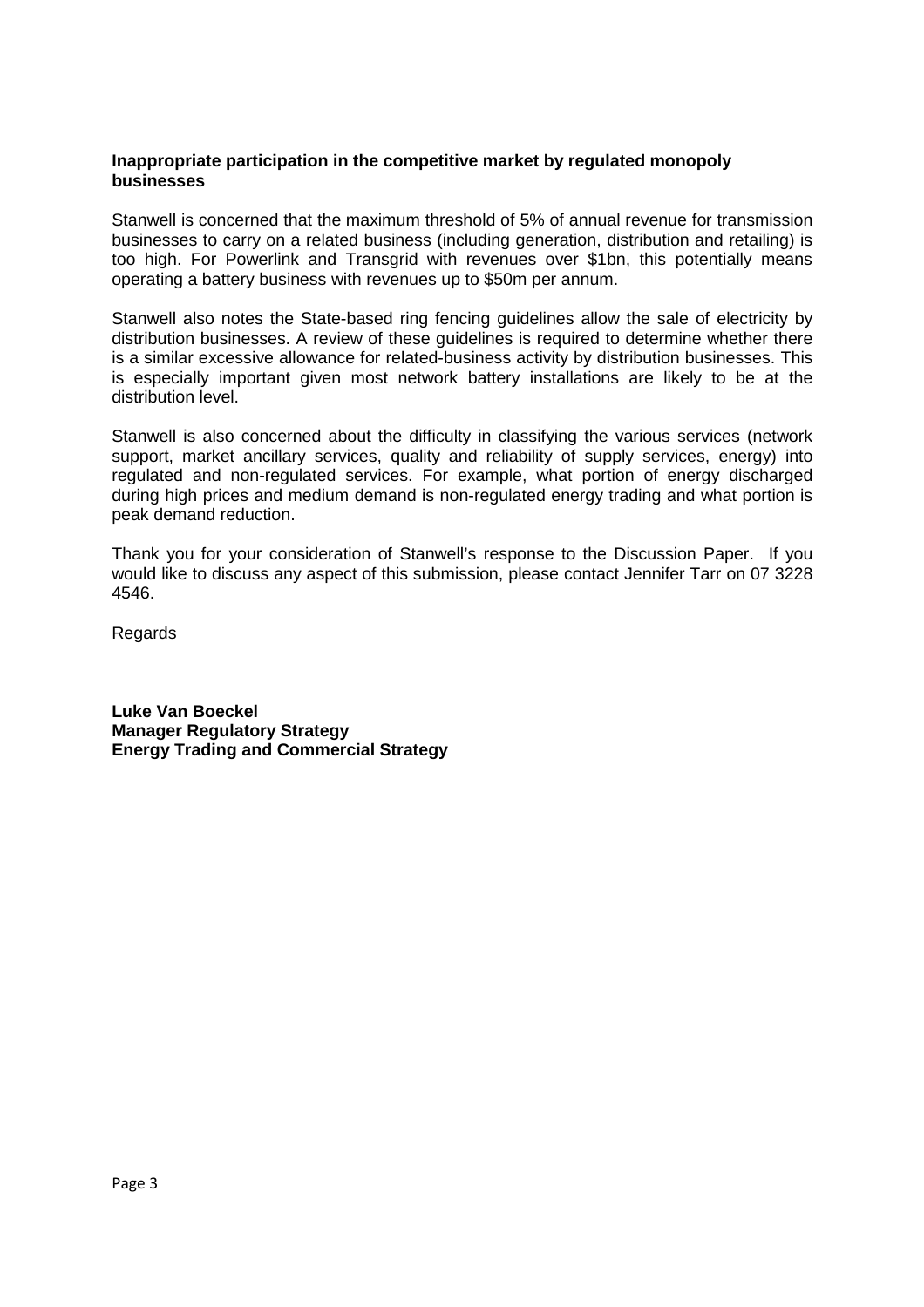**Inappropriate participation in the competitive market by regulated monopoly businesses**

Stanwell is concerned that the maximum threshold of 5% of annual revenue for transmission businesses to carry on a related business (including generation, distribution and retailing) is too high. For Powerlink and Transgrid with revenues over $1bn, this potentially means operating a battery business with revenues up to $50m per annum.

Stanwell also notes the State-based ring fencing guidelines allow the sale of electricity by distribution businesses. A review of these guidelines is required to determine whether there is a similar excessive allowance for related-business activity by distribution businesses. This is especially important given most network battery installations are likely to be at the distribution level.

Stanwell is also concerned about the difficulty in classifying the various services (network support, market ancillary services, quality and reliability of supply services, energy) into regulated and non-regulated services. For example, what portion of energy discharged during high prices and medium demand is non-regulated energy trading and what portion is peak demand reduction.

Thank you for your consideration of Stanwell's response to the Discussion Paper. If you would like to discuss any aspect of this submission, please contact Jennifer Tarr on 07 3228 4546.

Regards

**Luke Van Boeckel**
**Manager Regulatory Strategy**
**Energy Trading and Commercial Strategy**